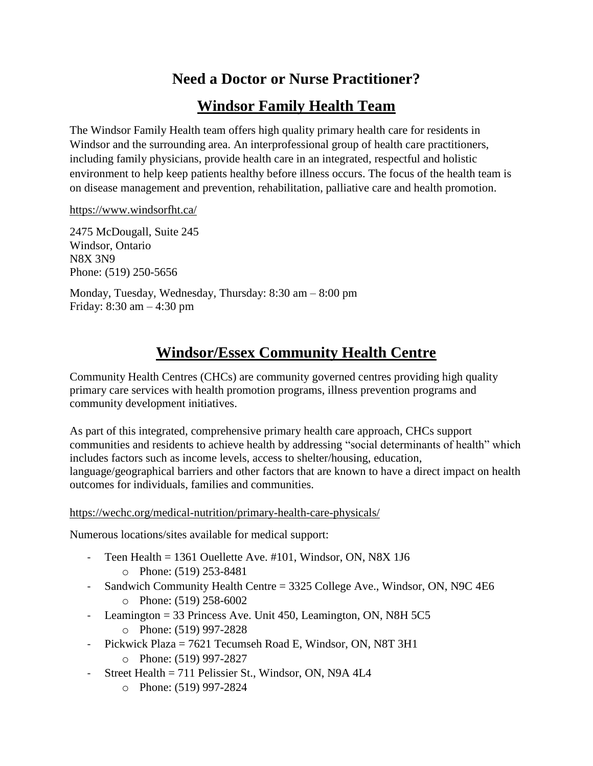# Need a Doctor or Nurse Practitioner?

## Windsor Family Health Team

The Windsor Family Health team offers high quality primary health care for residents in Windsor and the surrounding area. An interprofessional group of health care practitioners, including family physicians, provide health care in an integrated, respectful and holistic environment to help keep patients healthy before illness occurs. The focus of the health team is on disease management and prevention, rehabilitation, palliative care and health promotion.

https://www.windsorfht.ca/

2475 McDougall, Suite 245
Windsor, Ontario
N8X 3N9
Phone: (519) 250-5656

Monday, Tuesday, Wednesday, Thursday: 8:30 am – 8:00 pm
Friday: 8:30 am – 4:30 pm

## Windsor/Essex Community Health Centre

Community Health Centres (CHCs) are community governed centres providing high quality primary care services with health promotion programs, illness prevention programs and community development initiatives.

As part of this integrated, comprehensive primary health care approach, CHCs support communities and residents to achieve health by addressing "social determinants of health" which includes factors such as income levels, access to shelter/housing, education, language/geographical barriers and other factors that are known to have a direct impact on health outcomes for individuals, families and communities.

https://wechc.org/medical-nutrition/primary-health-care-physicals/

Numerous locations/sites available for medical support:

- Teen Health = 1361 Ouellette Ave. #101, Windsor, ON, N8X 1J6
  - Phone: (519) 253-8481
- Sandwich Community Health Centre = 3325 College Ave., Windsor, ON, N9C 4E6
  - Phone: (519) 258-6002
- Leamington = 33 Princess Ave. Unit 450, Leamington, ON, N8H 5C5
  - Phone: (519) 997-2828
- Pickwick Plaza = 7621 Tecumseh Road E, Windsor, ON, N8T 3H1
  - Phone: (519) 997-2827
- Street Health = 711 Pelissier St., Windsor, ON, N9A 4L4
  - Phone: (519) 997-2824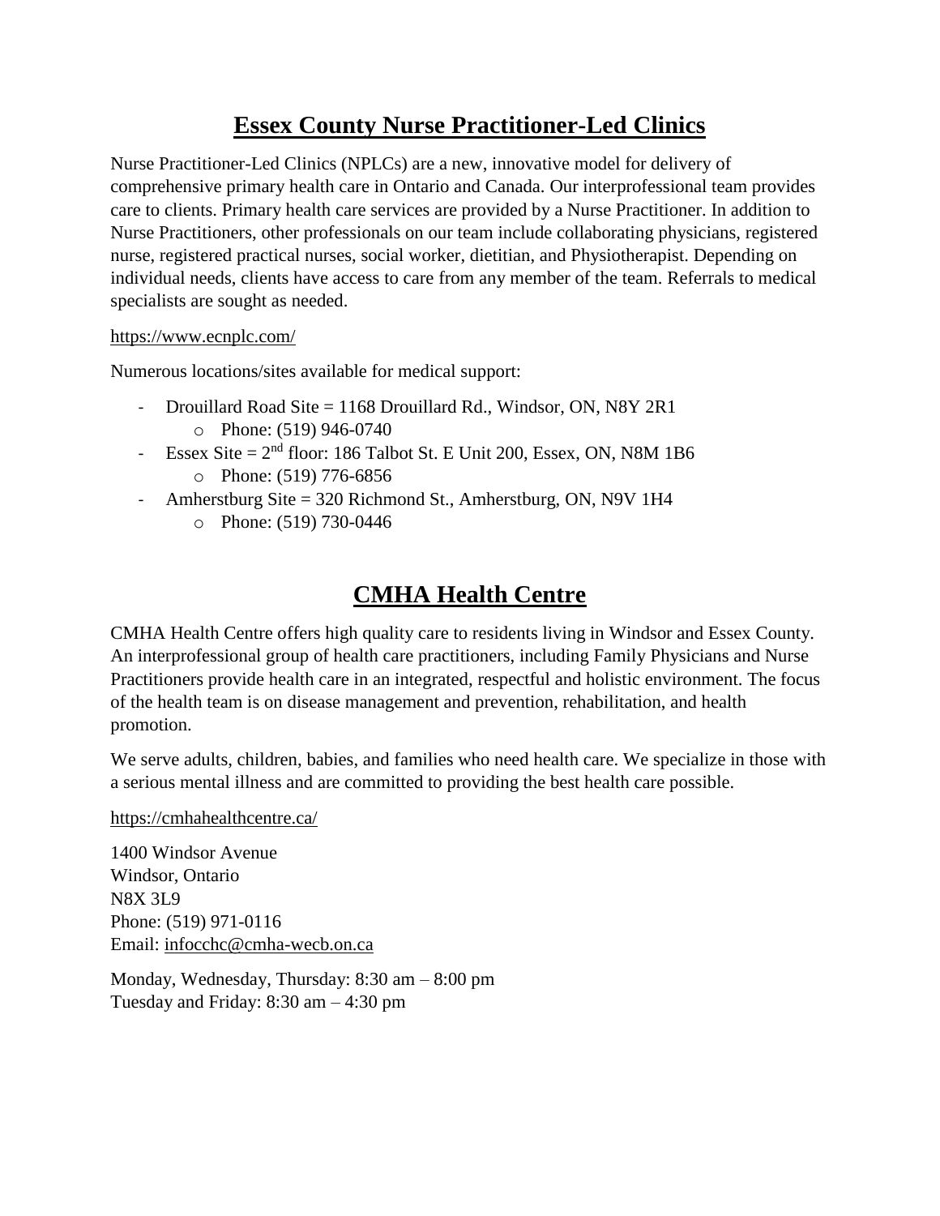# Essex County Nurse Practitioner-Led Clinics

Nurse Practitioner-Led Clinics (NPLCs) are a new, innovative model for delivery of comprehensive primary health care in Ontario and Canada. Our interprofessional team provides care to clients. Primary health care services are provided by a Nurse Practitioner. In addition to Nurse Practitioners, other professionals on our team include collaborating physicians, registered nurse, registered practical nurses, social worker, dietitian, and Physiotherapist. Depending on individual needs, clients have access to care from any member of the team. Referrals to medical specialists are sought as needed.

https://www.ecnplc.com/

Numerous locations/sites available for medical support:

- Drouillard Road Site = 1168 Drouillard Rd., Windsor, ON, N8Y 2R1
  - Phone: (519) 946-0740
- Essex Site = 2nd floor: 186 Talbot St. E Unit 200, Essex, ON, N8M 1B6
  - Phone: (519) 776-6856
- Amherstburg Site = 320 Richmond St., Amherstburg, ON, N9V 1H4
  - Phone: (519) 730-0446

# CMHA Health Centre

CMHA Health Centre offers high quality care to residents living in Windsor and Essex County. An interprofessional group of health care practitioners, including Family Physicians and Nurse Practitioners provide health care in an integrated, respectful and holistic environment. The focus of the health team is on disease management and prevention, rehabilitation, and health promotion.

We serve adults, children, babies, and families who need health care. We specialize in those with a serious mental illness and are committed to providing the best health care possible.

https://cmhahealthcentre.ca/

1400 Windsor Avenue
Windsor, Ontario
N8X 3L9
Phone: (519) 971-0116
Email: infocchc@cmha-wecb.on.ca

Monday, Wednesday, Thursday: 8:30 am – 8:00 pm
Tuesday and Friday: 8:30 am – 4:30 pm